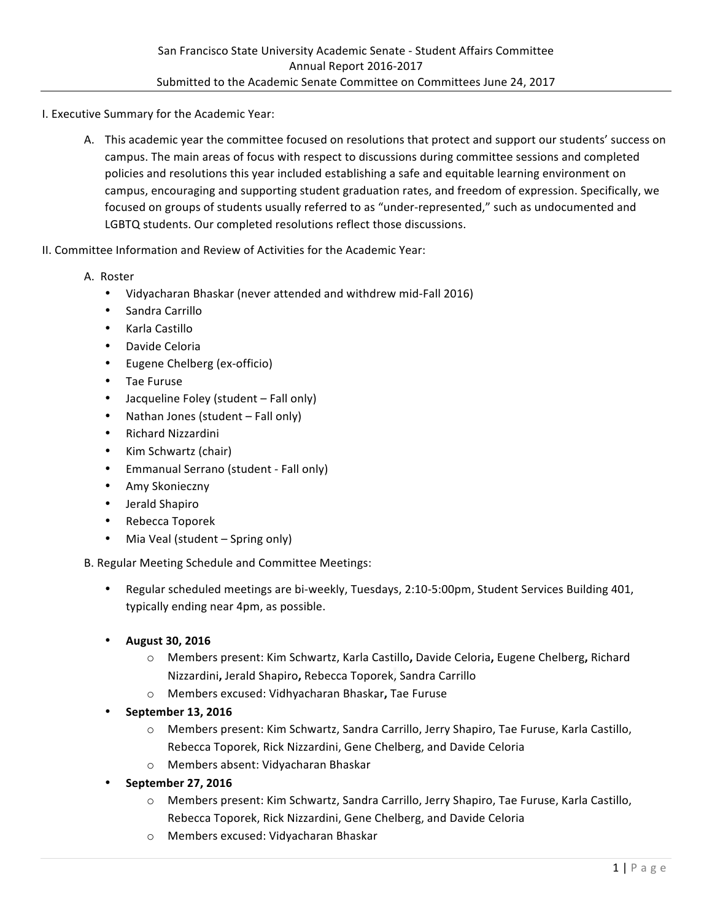San Francisco State University Academic Senate - Student Affairs Committee
Annual Report 2016-2017
Submitted to the Academic Senate Committee on Committees June 24, 2017

I. Executive Summary for the Academic Year:

A. This academic year the committee focused on resolutions that protect and support our students' success on campus. The main areas of focus with respect to discussions during committee sessions and completed policies and resolutions this year included establishing a safe and equitable learning environment on campus, encouraging and supporting student graduation rates, and freedom of expression. Specifically, we focused on groups of students usually referred to as "under-represented," such as undocumented and LGBTQ students. Our completed resolutions reflect those discussions.

II. Committee Information and Review of Activities for the Academic Year:

A. Roster

- Vidyacharan Bhaskar (never attended and withdrew mid-Fall 2016)
- Sandra Carrillo
- Karla Castillo
- Davide Celoria
- Eugene Chelberg (ex-officio)
- Tae Furuse
- Jacqueline Foley (student – Fall only)
- Nathan Jones (student – Fall only)
- Richard Nizzardini
- Kim Schwartz (chair)
- Emmanual Serrano (student - Fall only)
- Amy Skonieczny
- Jerald Shapiro
- Rebecca Toporek
- Mia Veal (student – Spring only)

B. Regular Meeting Schedule and Committee Meetings:

- Regular scheduled meetings are bi-weekly, Tuesdays, 2:10-5:00pm, Student Services Building 401, typically ending near 4pm, as possible.

- **August 30, 2016**
  - Members present: Kim Schwartz, Karla Castillo**,** Davide Celoria**,** Eugene Chelberg**,** Richard Nizzardini, Jerald Shapiro**,** Rebecca Toporek, Sandra Carrillo
  - Members excused: Vidhyacharan Bhaskar**,** Tae Furuse
- **September 13, 2016**
  - Members present: Kim Schwartz, Sandra Carrillo, Jerry Shapiro, Tae Furuse, Karla Castillo, Rebecca Toporek, Rick Nizzardini, Gene Chelberg, and Davide Celoria
  - Members absent: Vidyacharan Bhaskar
- **September 27, 2016**
  - Members present: Kim Schwartz, Sandra Carrillo, Jerry Shapiro, Tae Furuse, Karla Castillo, Rebecca Toporek, Rick Nizzardini, Gene Chelberg, and Davide Celoria
  - Members excused: Vidyacharan Bhaskar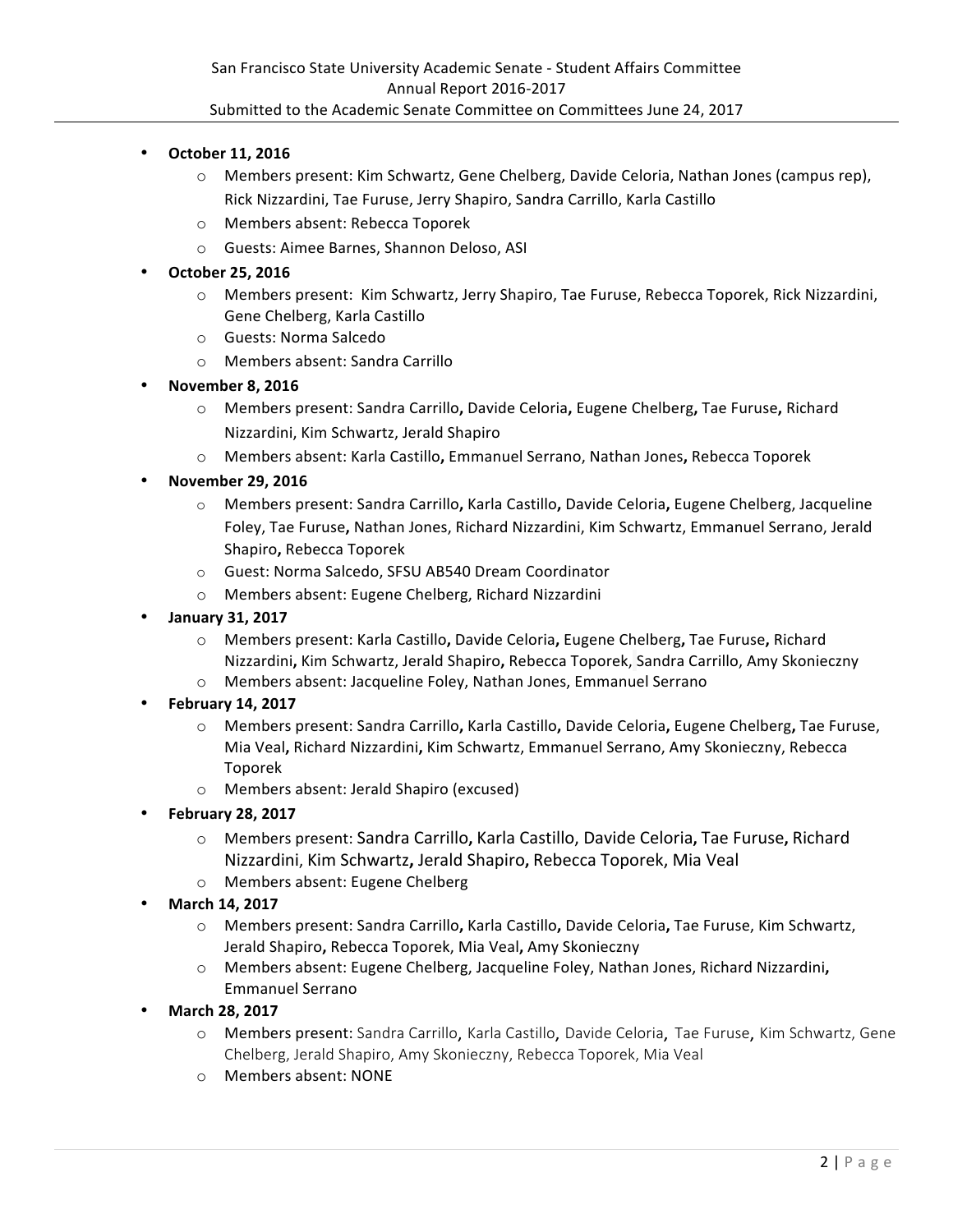- **October 11, 2016**
  - Members present: Kim Schwartz, Gene Chelberg, Davide Celoria, Nathan Jones (campus rep), Rick Nizzardini, Tae Furuse, Jerry Shapiro, Sandra Carrillo, Karla Castillo
  - Members absent: Rebecca Toporek
  - Guests: Aimee Barnes, Shannon Deloso, ASI
- **October 25, 2016**
  - Members present: Kim Schwartz, Jerry Shapiro, Tae Furuse, Rebecca Toporek, Rick Nizzardini, Gene Chelberg, Karla Castillo
  - Guests: Norma Salcedo
  - Members absent: Sandra Carrillo
- **November 8, 2016**
  - Members present: Sandra Carrillo, Davide Celoria, Eugene Chelberg, Tae Furuse, Richard Nizzardini, Kim Schwartz, Jerald Shapiro
  - Members absent: Karla Castillo, Emmanuel Serrano, Nathan Jones, Rebecca Toporek
- **November 29, 2016**
  - Members present: Sandra Carrillo, Karla Castillo, Davide Celoria, Eugene Chelberg, Jacqueline Foley, Tae Furuse, Nathan Jones, Richard Nizzardini, Kim Schwartz, Emmanuel Serrano, Jerald Shapiro, Rebecca Toporek
  - Guest: Norma Salcedo, SFSU AB540 Dream Coordinator
  - Members absent: Eugene Chelberg, Richard Nizzardini
- **January 31, 2017**
  - Members present: Karla Castillo, Davide Celoria, Eugene Chelberg, Tae Furuse, Richard Nizzardini, Kim Schwartz, Jerald Shapiro, Rebecca Toporek, Sandra Carrillo, Amy Skonieczny
  - Members absent: Jacqueline Foley, Nathan Jones, Emmanuel Serrano
- **February 14, 2017**
  - Members present: Sandra Carrillo, Karla Castillo, Davide Celoria, Eugene Chelberg, Tae Furuse, Mia Veal, Richard Nizzardini, Kim Schwartz, Emmanuel Serrano, Amy Skonieczny, Rebecca Toporek
  - Members absent: Jerald Shapiro (excused)
- **February 28, 2017**
  - Members present: Sandra Carrillo, Karla Castillo, Davide Celoria, Tae Furuse, Richard Nizzardini, Kim Schwartz, Jerald Shapiro, Rebecca Toporek, Mia Veal
  - Members absent: Eugene Chelberg
- **March 14, 2017**
  - Members present: Sandra Carrillo, Karla Castillo, Davide Celoria, Tae Furuse, Kim Schwartz, Jerald Shapiro, Rebecca Toporek, Mia Veal, Amy Skonieczny
  - Members absent: Eugene Chelberg, Jacqueline Foley, Nathan Jones, Richard Nizzardini, Emmanuel Serrano
- **March 28, 2017**
  - Members present: Sandra Carrillo, Karla Castillo, Davide Celoria, Tae Furuse, Kim Schwartz, Gene Chelberg, Jerald Shapiro, Amy Skonieczny, Rebecca Toporek, Mia Veal
  - Members absent: NONE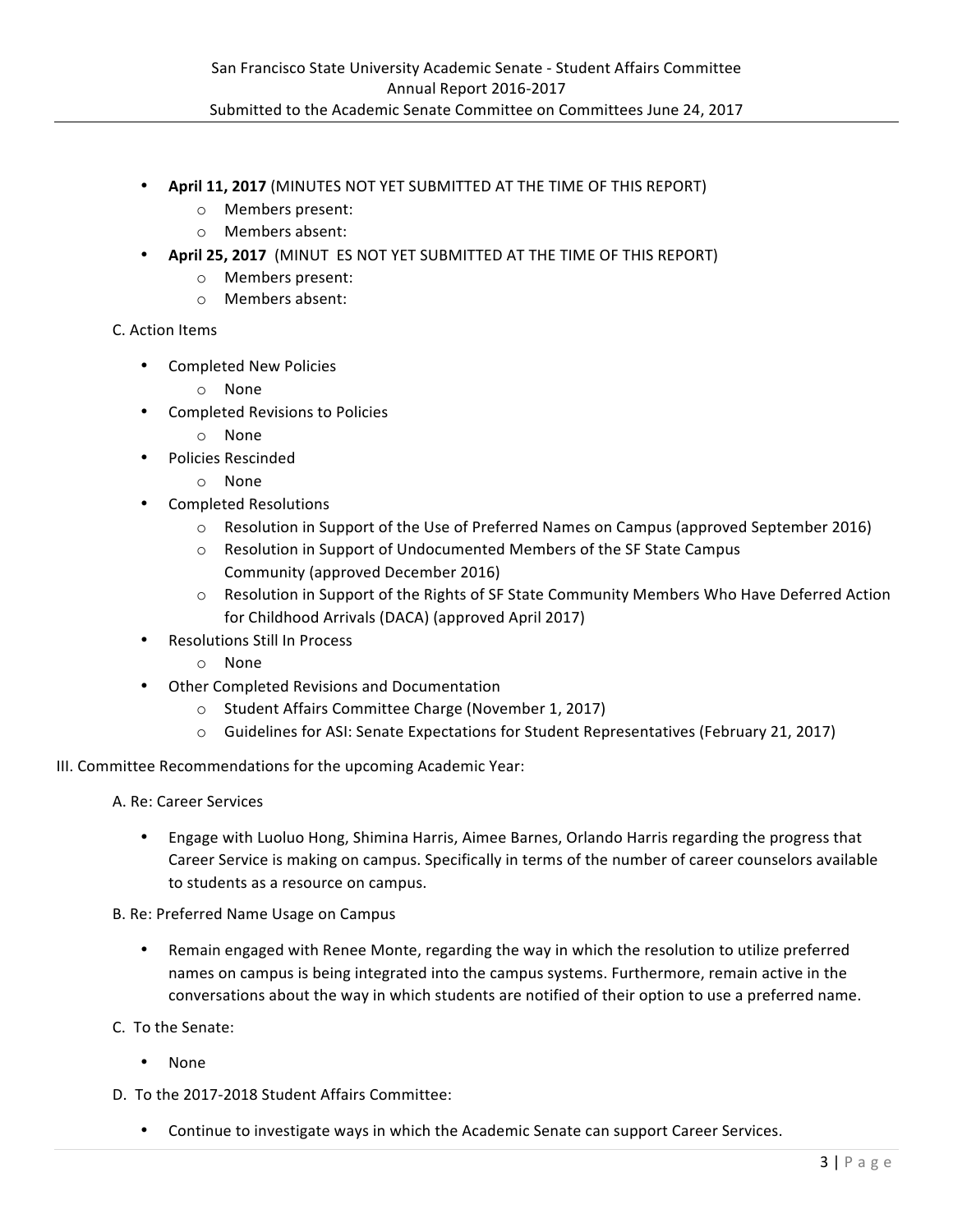- **April 11, 2017** (MINUTES NOT YET SUBMITTED AT THE TIME OF THIS REPORT)
  - Members present:
  - Members absent:
- **April 25, 2017** (MINUT ES NOT YET SUBMITTED AT THE TIME OF THIS REPORT)
  - Members present:
  - Members absent:

C. Action Items

- Completed New Policies
  - None
- Completed Revisions to Policies
  - None
- Policies Rescinded
  - None
- Completed Resolutions
  - Resolution in Support of the Use of Preferred Names on Campus (approved September 2016)
  - Resolution in Support of Undocumented Members of the SF State Campus Community (approved December 2016)
  - Resolution in Support of the Rights of SF State Community Members Who Have Deferred Action for Childhood Arrivals (DACA) (approved April 2017)
- Resolutions Still In Process
  - None
- Other Completed Revisions and Documentation
  - Student Affairs Committee Charge (November 1, 2017)
  - Guidelines for ASI: Senate Expectations for Student Representatives (February 21, 2017)

III. Committee Recommendations for the upcoming Academic Year:

A. Re: Career Services

- Engage with Luoluo Hong, Shimina Harris, Aimee Barnes, Orlando Harris regarding the progress that Career Service is making on campus. Specifically in terms of the number of career counselors available to students as a resource on campus.

B. Re: Preferred Name Usage on Campus

- Remain engaged with Renee Monte, regarding the way in which the resolution to utilize preferred names on campus is being integrated into the campus systems. Furthermore, remain active in the conversations about the way in which students are notified of their option to use a preferred name.

C. To the Senate:

- None

D. To the 2017-2018 Student Affairs Committee:

- Continue to investigate ways in which the Academic Senate can support Career Services.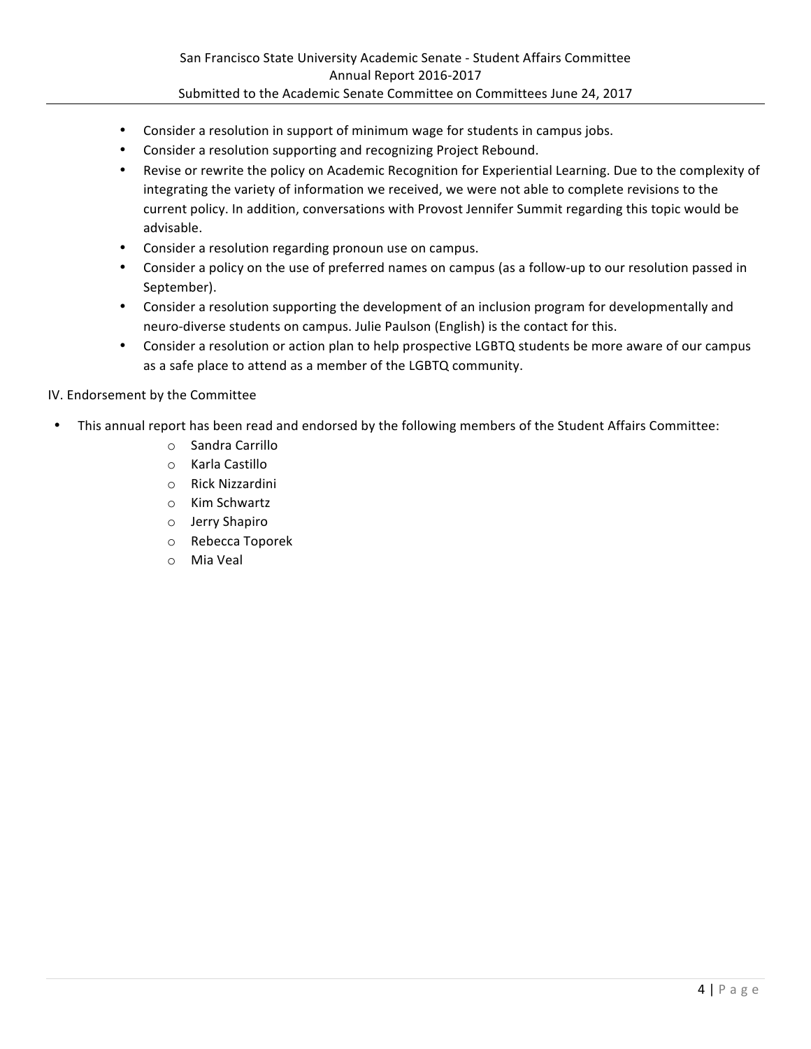- Consider a resolution in support of minimum wage for students in campus jobs.
- Consider a resolution supporting and recognizing Project Rebound.
- Revise or rewrite the policy on Academic Recognition for Experiential Learning. Due to the complexity of integrating the variety of information we received, we were not able to complete revisions to the current policy. In addition, conversations with Provost Jennifer Summit regarding this topic would be advisable.
- Consider a resolution regarding pronoun use on campus.
- Consider a policy on the use of preferred names on campus (as a follow-up to our resolution passed in September).
- Consider a resolution supporting the development of an inclusion program for developmentally and neuro-diverse students on campus. Julie Paulson (English) is the contact for this.
- Consider a resolution or action plan to help prospective LGBTQ students be more aware of our campus as a safe place to attend as a member of the LGBTQ community.

IV. Endorsement by the Committee

- This annual report has been read and endorsed by the following members of the Student Affairs Committee:
  - Sandra Carrillo
  - Karla Castillo
  - Rick Nizzardini
  - Kim Schwartz
  - Jerry Shapiro
  - Rebecca Toporek
  - Mia Veal